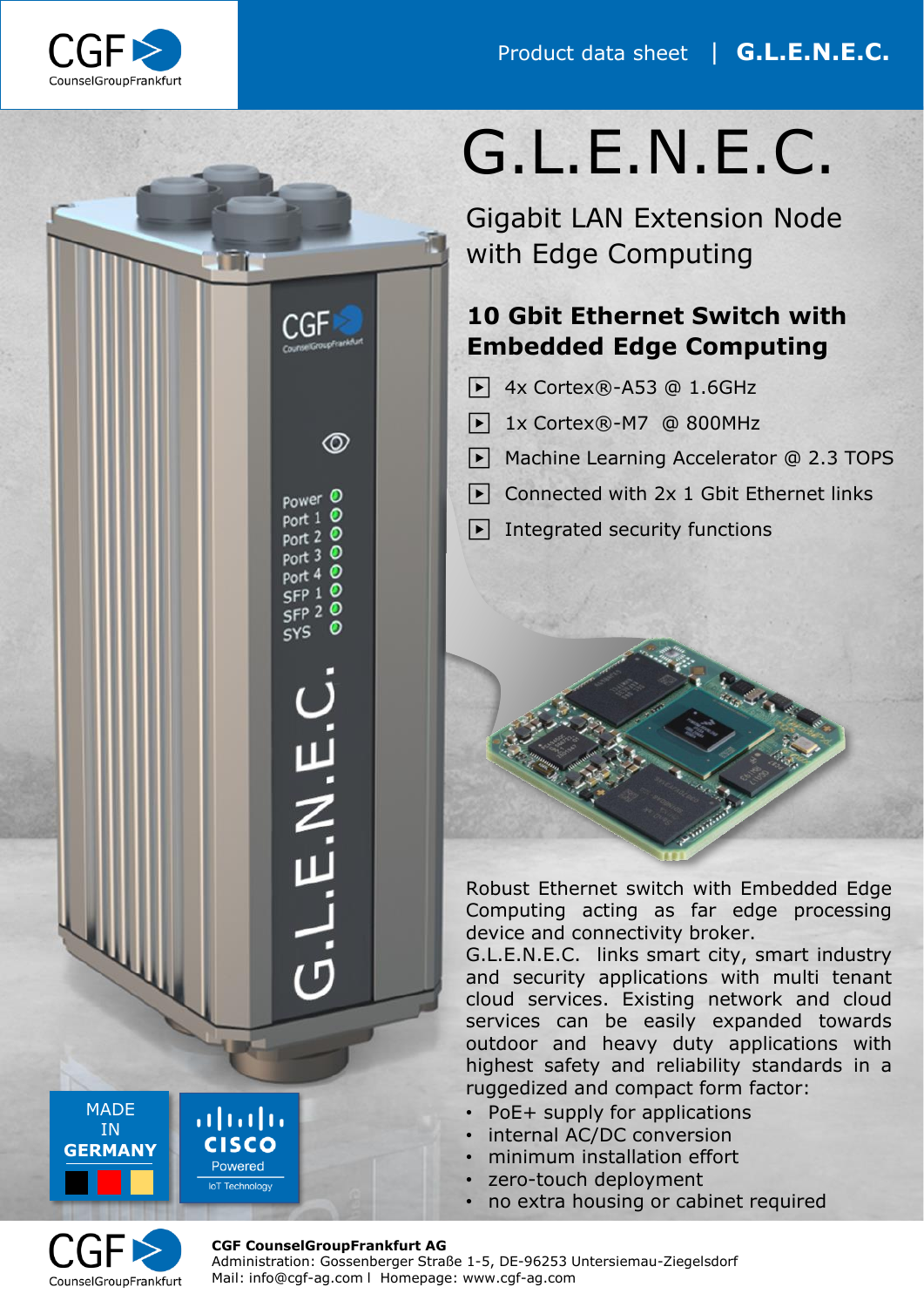# G.L.E.N.E.C.

## Gigabit LAN Extension Node with Edge Computing

### 10 Gbit Ethernet Switch with Embedded Edge Computing

- 4x Cortex®-A53 @ 1.6GHz
- 1x Cortex®-M7 @ 800MHz
- Machine Learning Accelerator @ 2.3 TOPS
- Connected with 2x 1 Gbit Ethernet links
- Integrated security functions

Robust Ethernet switch with Embedded Edge Computing acting as far edge processing device and connectivity broker.
G.L.E.N.E.C. links smart city, smart industry and security applications with multi tenant cloud services. Existing network and cloud services can be easily expanded towards outdoor and heavy duty applications with highest safety and reliability standards in a ruggedized and compact form factor:

- PoE+ supply for applications
- internal AC/DC conversion
- minimum installation effort
- zero-touch deployment
- no extra housing or cabinet required

MADE IN GERMANY

CISCO Powered IoT Technology

**CGF CounselGroupFrankfurt AG**
Administration: Gossenberger Straße 1-5, DE-96253 Untersiemau-Ziegelsdorf
Mail: info@cgf-ag.com l Homepage: www.cgf-ag.com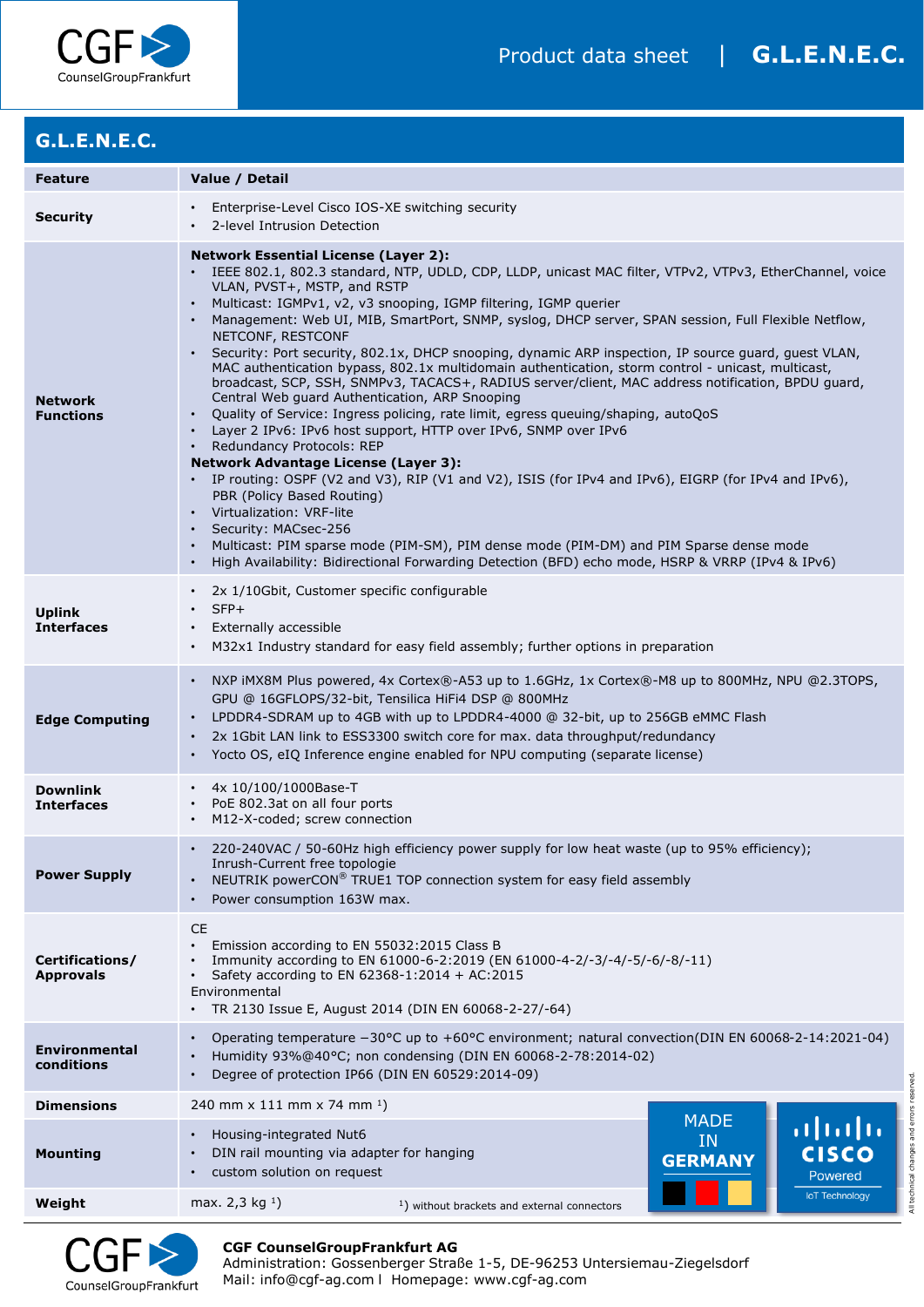## G.L.E.N.E.C.

| Feature | Value / Detail |
|---|---|
| **Security** | • Enterprise-Level Cisco IOS-XE switching security<br>• 2-level Intrusion Detection |
| **Network Functions** | **Network Essential License (Layer 2):**<br>• IEEE 802.1, 802.3 standard, NTP, UDLD, CDP, LLDP, unicast MAC filter, VTPv2, VTPv3, EtherChannel, voice VLAN, PVST+, MSTP, and RSTP<br>• Multicast: IGMPv1, v2, v3 snooping, IGMP filtering, IGMP querier<br>• Management: Web UI, MIB, SmartPort, SNMP, syslog, DHCP server, SPAN session, Full Flexible Netflow, NETCONF, RESTCONF<br>• Security: Port security, 802.1x, DHCP snooping, dynamic ARP inspection, IP source guard, guest VLAN, MAC authentication bypass, 802.1x multidomain authentication, storm control - unicast, multicast, broadcast, SCP, SSH, SNMPv3, TACACS+, RADIUS server/client, MAC address notification, BPDU guard, Central Web guard Authentication, ARP Snooping<br>• Quality of Service: Ingress policing, rate limit, egress queuing/shaping, autoQoS<br>• Layer 2 IPv6: IPv6 host support, HTTP over IPv6, SNMP over IPv6<br>• Redundancy Protocols: REP<br>**Network Advantage License (Layer 3):**<br>• IP routing: OSPF (V2 and V3), RIP (V1 and V2), ISIS (for IPv4 and IPv6), EIGRP (for IPv4 and IPv6), PBR (Policy Based Routing)<br>• Virtualization: VRF-lite<br>• Security: MACsec-256<br>• Multicast: PIM sparse mode (PIM-SM), PIM dense mode (PIM-DM) and PIM Sparse dense mode<br>• High Availability: Bidirectional Forwarding Detection (BFD) echo mode, HSRP & VRRP (IPv4 & IPv6) |
| **Uplink Interfaces** | • 2x 1/10Gbit, Customer specific configurable<br>• SFP+<br>• Externally accessible<br>• M32x1 Industry standard for easy field assembly; further options in preparation |
| **Edge Computing** | • NXP iMX8M Plus powered, 4x Cortex®-A53 up to 1.6GHz, 1x Cortex®-M8 up to 800MHz, NPU @2.3TOPS, GPU @ 16GFLOPS/32-bit, Tensilica HiFi4 DSP @ 800MHz<br>• LPDDR4-SDRAM up to 4GB with up to LPDDR4-4000 @ 32-bit, up to 256GB eMMC Flash<br>• 2x 1Gbit LAN link to ESS3300 switch core for max. data throughput/redundancy<br>• Yocto OS, eIQ Inference engine enabled for NPU computing (separate license) |
| **Downlink Interfaces** | • 4x 10/100/1000Base-T<br>• PoE 802.3at on all four ports<br>• M12-X-coded; screw connection |
| **Power Supply** | • 220-240VAC / 50-60Hz high efficiency power supply for low heat waste (up to 95% efficiency); Inrush-Current free topologie<br>• NEUTRIK powerCON® TRUE1 TOP connection system for easy field assembly<br>• Power consumption 163W max. |
| **Certifications/ Approvals** | CE<br>• Emission according to EN 55032:2015 Class B<br>• Immunity according to EN 61000-6-2:2019 (EN 61000-4-2/-3/-4/-5/-6/-8/-11)<br>• Safety according to EN 62368-1:2014 + AC:2015<br>Environmental<br>• TR 2130 Issue E, August 2014 (DIN EN 60068-2-27/-64) |
| **Environmental conditions** | • Operating temperature −30°C up to +60°C environment; natural convection(DIN EN 60068-2-14:2021-04)<br>• Humidity 93%@40°C; non condensing (DIN EN 60068-2-78:2014-02)<br>• Degree of protection IP66 (DIN EN 60529:2014-09) |
| **Dimensions** | 240 mm x 111 mm x 74 mm [1]) |
| **Mounting** | • Housing-integrated Nut6<br>• DIN rail mounting via adapter for hanging<br>• custom solution on request |
| **Weight** | max. 2,3 kg [1]) |

[1]) without brackets and external connectors

MADE IN GERMANY

CISCO Powered IoT Technology

All technical changes and errors reserved.

**CGF CounselGroupFrankfurt AG**
Administration: Gossenberger Straße 1-5, DE-96253 Untersiemau-Ziegelsdorf
Mail: info@cgf-ag.com l Homepage: www.cgf-ag.com